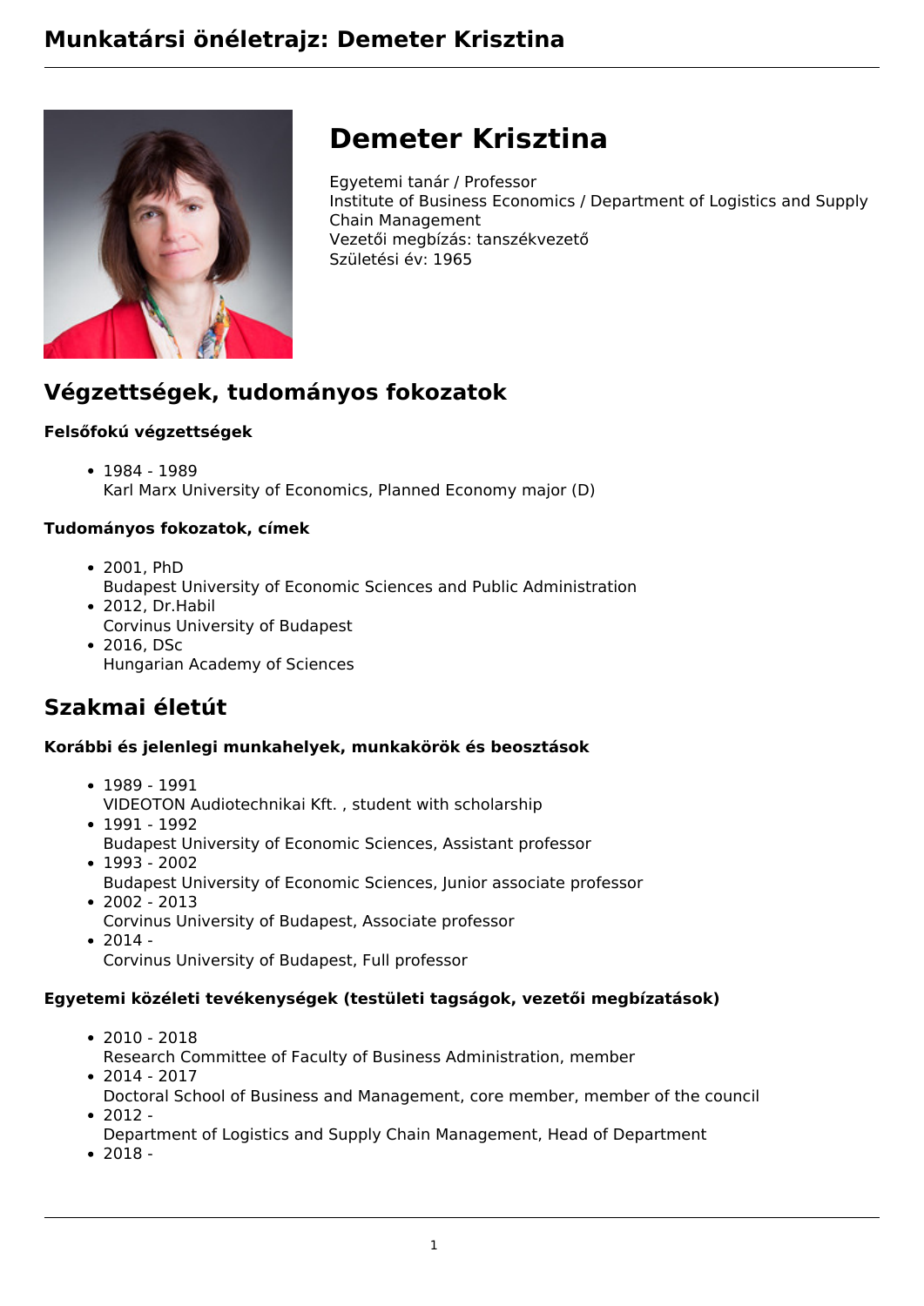# Munkatársi önéletrajz: Demeter Krisztina

## Demeter Krisztina

Egyetemi tanár / Professor
Institute of Business Economics / Department of Logistics and Supply Chain Management
Vezetői megbízás: tanszékvezető
Születési év: 1965

## Végzettségek, tudományos fokozatok

### Felsőfokú végzettségek

- 1984 - 1989
  Karl Marx University of Economics, Planned Economy major (D)

### Tudományos fokozatok, címek

- 2001, PhD
  Budapest University of Economic Sciences and Public Administration
- 2012, Dr.Habil
  Corvinus University of Budapest
- 2016, DSc
  Hungarian Academy of Sciences

## Szakmai életút

### Korábbi és jelenlegi munkahelyek, munkakörök és beosztások

- 1989 - 1991
  VIDEOTON Audiotechnikai Kft. , student with scholarship
- 1991 - 1992
  Budapest University of Economic Sciences, Assistant professor
- 1993 - 2002
  Budapest University of Economic Sciences, Junior associate professor
- 2002 - 2013
  Corvinus University of Budapest, Associate professor
- 2014 -
  Corvinus University of Budapest, Full professor

### Egyetemi közéleti tevékenységek (testületi tagságok, vezetői megbízatások)

- 2010 - 2018
  Research Committee of Faculty of Business Administration, member
- 2014 - 2017
  Doctoral School of Business and Management, core member, member of the council
- 2012 -
  Department of Logistics and Supply Chain Management, Head of Department
- 2018 -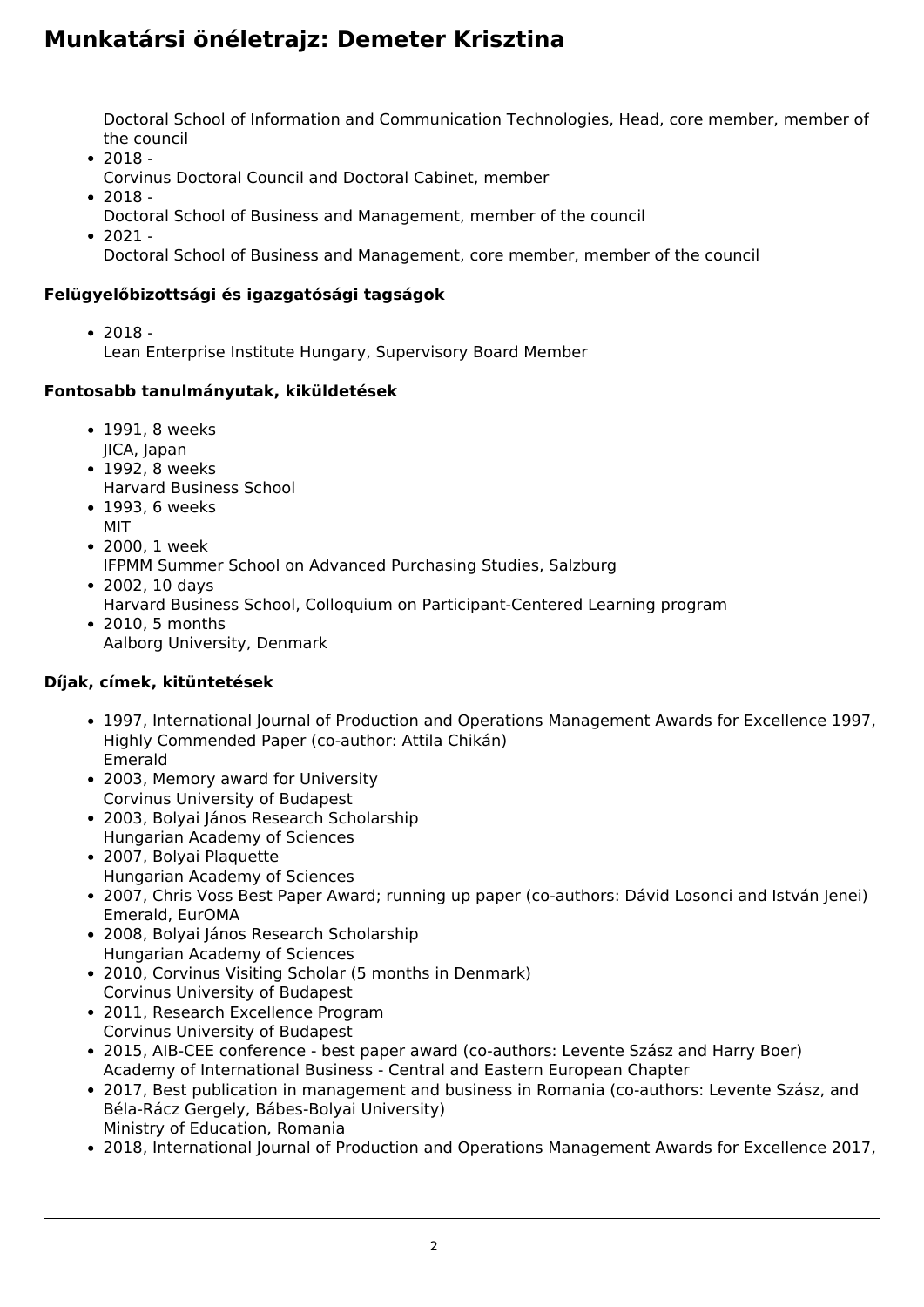Doctoral School of Information and Communication Technologies, Head, core member, member of the council

- 2018 -
  Corvinus Doctoral Council and Doctoral Cabinet, member
- 2018 -
  Doctoral School of Business and Management, member of the council
- 2021 -
  Doctoral School of Business and Management, core member, member of the council

### Felügyelőbizottsági és igazgatósági tagságok

- 2018 -
  Lean Enterprise Institute Hungary, Supervisory Board Member

### Fontosabb tanulmányutak, kiküldetések

- 1991, 8 weeks
  JICA, Japan
- 1992, 8 weeks
  Harvard Business School
- 1993, 6 weeks
  MIT
- 2000, 1 week
  IFPMM Summer School on Advanced Purchasing Studies, Salzburg
- 2002, 10 days
  Harvard Business School, Colloquium on Participant-Centered Learning program
- 2010, 5 months
  Aalborg University, Denmark

### Díjak, címek, kitüntetések

- 1997, International Journal of Production and Operations Management Awards for Excellence 1997, Highly Commended Paper (co-author: Attila Chikán)
  Emerald
- 2003, Memory award for University
  Corvinus University of Budapest
- 2003, Bolyai János Research Scholarship
  Hungarian Academy of Sciences
- 2007, Bolyai Plaquette
  Hungarian Academy of Sciences
- 2007, Chris Voss Best Paper Award; running up paper (co-authors: Dávid Losonci and István Jenei)
  Emerald, EurOMA
- 2008, Bolyai János Research Scholarship
  Hungarian Academy of Sciences
- 2010, Corvinus Visiting Scholar (5 months in Denmark)
  Corvinus University of Budapest
- 2011, Research Excellence Program
  Corvinus University of Budapest
- 2015, AIB-CEE conference - best paper award (co-authors: Levente Szász and Harry Boer)
  Academy of International Business - Central and Eastern European Chapter
- 2017, Best publication in management and business in Romania (co-authors: Levente Szász, and Béla-Rácz Gergely, Bábes-Bolyai University)
  Ministry of Education, Romania
- 2018, International Journal of Production and Operations Management Awards for Excellence 2017,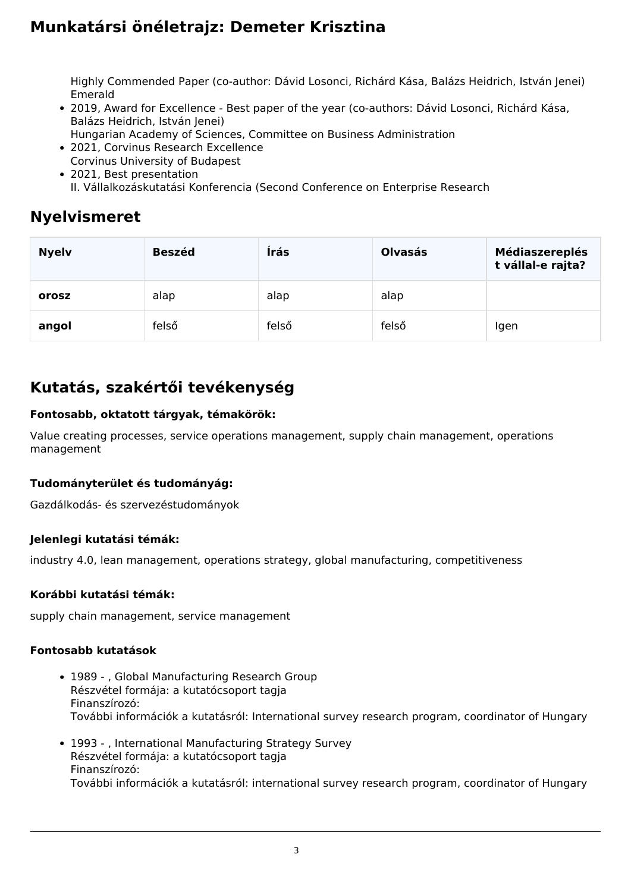Highly Commended Paper (co-author: Dávid Losonci, Richárd Kása, Balázs Heidrich, István Jenei)
Emerald

- 2019, Award for Excellence - Best paper of the year (co-authors: Dávid Losonci, Richárd Kása, Balázs Heidrich, István Jenei)
  Hungarian Academy of Sciences, Committee on Business Administration
- 2021, Corvinus Research Excellence
  Corvinus University of Budapest
- 2021, Best presentation
  II. Vállalkozáskutatási Konferencia (Second Conference on Enterprise Research

## Nyelvismeret

| Nyelv | Beszéd | Írás | Olvasás | Médiaszereplést vállal-e rajta? |
|---|---|---|---|---|
| **orosz** | alap | alap | alap | |
| **angol** | felső | felső | felső | Igen |

## Kutatás, szakértői tevékenység

**Fontosabb, oktatott tárgyak, témakörök:**

Value creating processes, service operations management, supply chain management, operations management

**Tudományterület és tudományág:**

Gazdálkodás- és szervezéstudományok

**Jelenlegi kutatási témák:**

industry 4.0, lean management, operations strategy, global manufacturing, competitiveness

**Korábbi kutatási témák:**

supply chain management, service management

**Fontosabb kutatások**

- 1989 - , Global Manufacturing Research Group
  Részvétel formája: a kutatócsoport tagja
  Finanszírozó:
  További információk a kutatásról: International survey research program, coordinator of Hungary
- 1993 - , International Manufacturing Strategy Survey
  Részvétel formája: a kutatócsoport tagja
  Finanszírozó:
  További információk a kutatásról: international survey research program, coordinator of Hungary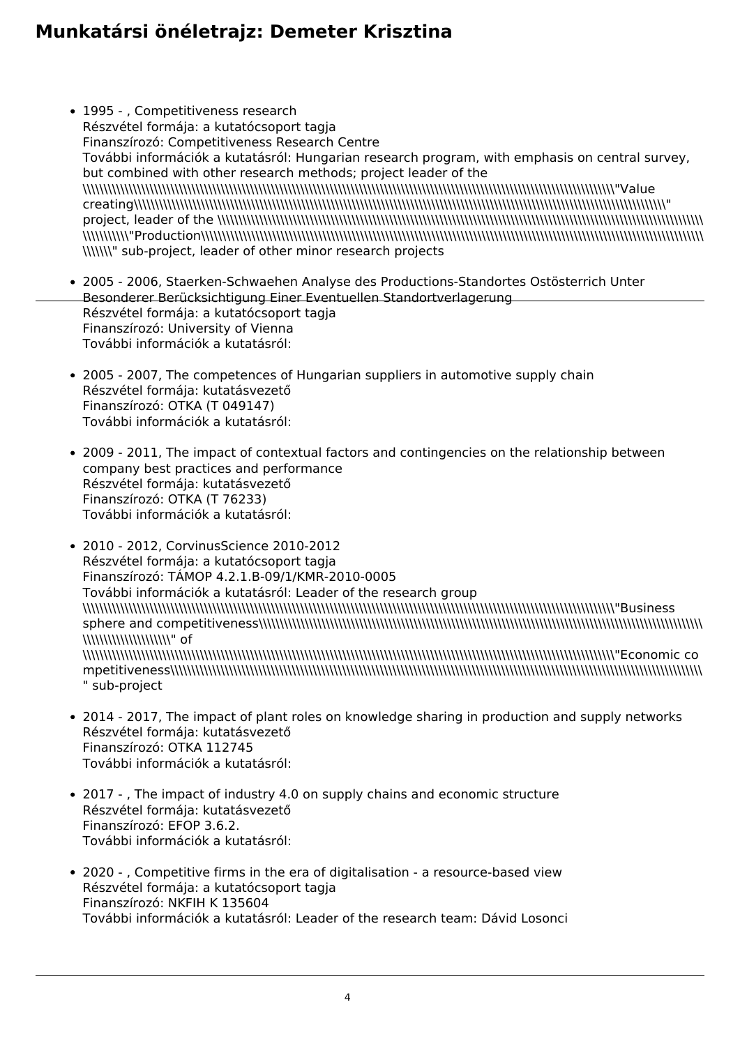- 1995 - , Competitiveness research
  Részvétel formája: a kutatócsoport tagja
  Finanszírozó: Competitiveness Research Centre
  További információk a kutatásról: Hungarian research program, with emphasis on central survey, but combined with other research methods; project leader of the \\\\\\\\\\\\\\\\\\\\\\\\\\\\\\\\\\\\\\\\\\\\\\\\\\\\\\\\\\\\\\\\\\\\\\\\\\\\\\\\\\\\\\\\\\\\\\\\\\\\\\\\\\\\\\\\\\\\\\\\\\\\\\\\\\\\\\\\\\\\\\\\\\\\\\\\\\\\\\\\\\\\\\\\\\\\\\\\\\\\\\\\\\\\\\\\\\\\"Value creating\\\\\\\\\\\\\\\\\\\\\\\\\\\\\\\\\\\\\\\\\\\\\\\\\\\\\\\\\\\\\\\\\\\\\\\\\\\\\\\\\\\\\\\\\\\\\\\\\\\\\\\\\\\\\\\\\\\\\\\\\\\\\\\\\\\\\\\\\\\\\\\\\\\\\\\\\\\\\\\\\\\\\\\\\\\\\\\\\\\\\\\\\\\\\\\\\\\\\\\\\\\\\\\\\\\\\\\\\\\\\\\\\\\\\\\\\\\\\\\\\\\\\\\\" project, leader of the \\\\\\\\\\\\\\\\\\\\\\\\\\\\\\\\\\\\\\\\\\\\\\\\\\\\\\\\\\\\\\\\\\\\\\\\\\\\\\\\\\\\\\\\\\\\\\\\\\\\\\\\\\\\\\\\\\\\\\\\\\\\\\\\\\\\\\\\\\\\\\\\\\\\\\\\\\\\\\\\\\\\\\\\\\\\\\\\\\\\\\\\\\\\\\\\\\\\\\\\\\\\\\\\\\\\\\\\\\\\\\\\\\\\\\\\\\\\\\\\\\\\\\\\\\\\\\\\\\\\\\\\\\\\\\\\\\"Production\\\\\\\\\\\\\\\\\\\\\\\\\\\\\\\\\\\\\\\\\\\\\\\\\\\\\\\\\\\\\\\\\\\\\\\\\\\\\\\\\\\\\\\\\\\\\\\\\\\\\\\\\\\\\\\\\\\\\\\\\\\\\\\\\\\\\\\\\\\\\\\\\\\\\\\\\\\\\\\\\\\\\\\\\\\\\\\\\\\\\\\\\\\\\\\\\\\\\\\\\\\\\\\\\\\\\\\\\\\\\\\\\\\\\\\\\\\\\\\\\\\\\\\\\" sub-project, leader of other minor research projects

- 2005 - 2006, Staerken-Schwaehen Analyse des Productions-Standortes Ostösterrich Unter Besonderer Berücksichtigung Einer Eventuellen Standortverlagerung
  Részvétel formája: a kutatócsoport tagja
  Finanszírozó: University of Vienna
  További információk a kutatásról:

- 2005 - 2007, The competences of Hungarian suppliers in automotive supply chain
  Részvétel formája: kutatásvezető
  Finanszírozó: OTKA (T 049147)
  További információk a kutatásról:

- 2009 - 2011, The impact of contextual factors and contingencies on the relationship between company best practices and performance
  Részvétel formája: kutatásvezető
  Finanszírozó: OTKA (T 76233)
  További információk a kutatásról:

- 2010 - 2012, CorvinusScience 2010-2012
  Részvétel formája: a kutatócsoport tagja
  Finanszírozó: TÁMOP 4.2.1.B-09/1/KMR-2010-0005
  További információk a kutatásról: Leader of the research group \\\\\\\\\\\\\\\\\\\\\\\\\\\\\\\\\\\\\\\\\\\\\\\\\\\\\\\\\\\\\\\\\\\\\\\\\\\\\\\\\\\\\\\\\\\\\\\\\\\\\\\\\\\\\\\\\\\\\\\\\\\\\\\\\\\\\\\\\\\\\\\\\\\\\\\\\\\\\\\\\\\\\\\\\\\\\\\\\\\\\\\\\\\\\\\\\\\\\"Business sphere and competitiveness\\\\\\\\\\\\\\\\\\\\\\\\\\\\\\\\\\\\\\\\\\\\\\\\\\\\\\\\\\\\\\\\\\\\\\\\\\\\\\\\\\\\\\\\\\\\\\\\\\\\\\\\\\\\\\\\\\\\\\\\\\\\\\\\\\\\\\\\\\\\\\\\\\\\\\\\\\\\\\\\\\\\\\\\\\\\\\\\\\\\\\\\\\\\\\\\\\\\\\\\\\\\\\\\\\\\\\\\\\\\\\\\\\\\\\\\\" of \\\\\\\\\\\\\\\\\\\\\\\\\\\\\\\\\\\\\\\\\\\\\\\\\\\\\\\\\\\\\\\\\\\\\\\\\\\\\\\\\\\\\\\\\\\\\\\\\\\\\\\\\\\\\\\\\\\\\\\\\\\\\\\\\\\\\\\\\\\\\\\\\\\\\\\\\\\\\\\\\\\\\\\\\\\\\\\\\\\\\\\\\\\\\\\\\\\\\\\\\\\\\\\\\\\\\\\\\\\"Economic competitiveness\\\\\\\\\\\\\\\\\\\\\\\\\\\\\\\\\\\\\\\\\\\\\\\\\\\\\\\\\\\\\\\\\\\\\\\\\\\\\\\\\\\\\\\\\\\\\\\\\\\\\\\\\\\\\\\\\\\\\\\\\\\\\\\\\\\\\\\\\\\\\\\\\\\\\\\\\\\\\\\\\\\\\\\\\\\\\\\\\\\\\\\\\\\\\\\\\\\\\\\" sub-project

- 2014 - 2017, The impact of plant roles on knowledge sharing in production and supply networks
  Részvétel formája: kutatásvezető
  Finanszírozó: OTKA 112745
  További információk a kutatásról:

- 2017 - , The impact of industry 4.0 on supply chains and economic structure
  Részvétel formája: kutatásvezető
  Finanszírozó: EFOP 3.6.2.
  További információk a kutatásról:

- 2020 - , Competitive firms in the era of digitalisation - a resource-based view
  Részvétel formája: a kutatócsoport tagja
  Finanszírozó: NKFIH K 135604
  További információk a kutatásról: Leader of the research team: Dávid Losonci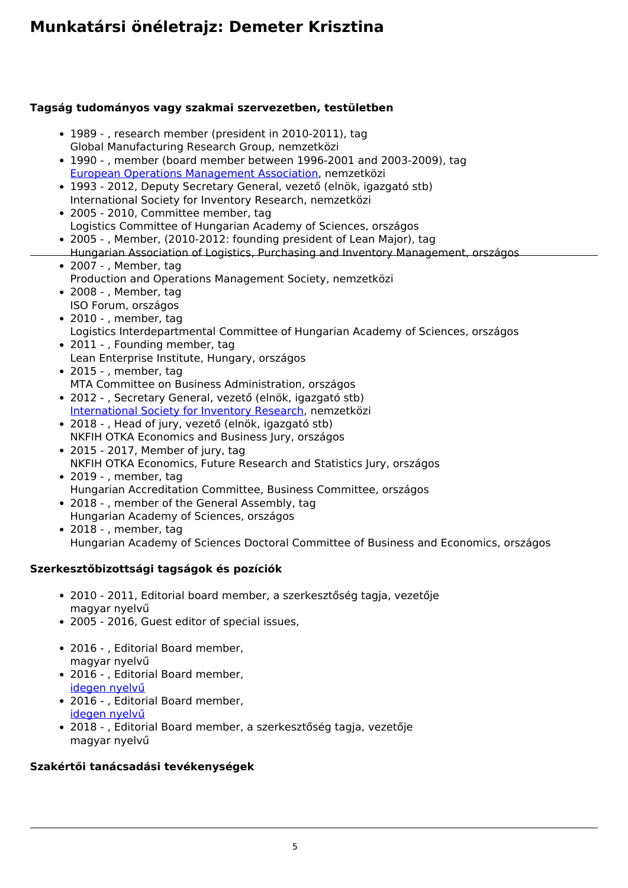# Munkatársi önéletrajz: Demeter Krisztina

### Tagság tudományos vagy szakmai szervezetben, testületben

- 1989 - , research member (president in 2010-2011), tag
  Global Manufacturing Research Group, nemzetközi
- 1990 - , member (board member between 1996-2001 and 2003-2009), tag
  European Operations Management Association, nemzetközi
- 1993 - 2012, Deputy Secretary General, vezető (elnök, igazgató stb)
  International Society for Inventory Research, nemzetközi
- 2005 - 2010, Committee member, tag
  Logistics Committee of Hungarian Academy of Sciences, országos
- 2005 - , Member, (2010-2012: founding president of Lean Major), tag
  Hungarian Association of Logistics, Purchasing and Inventory Management, országos
- 2007 - , Member, tag
  Production and Operations Management Society, nemzetközi
- 2008 - , Member, tag
  ISO Forum, országos
- 2010 - , member, tag
  Logistics Interdepartmental Committee of Hungarian Academy of Sciences, országos
- 2011 - , Founding member, tag
  Lean Enterprise Institute, Hungary, országos
- 2015 - , member, tag
  MTA Committee on Business Administration, országos
- 2012 - , Secretary General, vezető (elnök, igazgató stb)
  International Society for Inventory Research, nemzetközi
- 2018 - , Head of jury, vezető (elnök, igazgató stb)
  NKFIH OTKA Economics and Business Jury, országos
- 2015 - 2017, Member of jury, tag
  NKFIH OTKA Economics, Future Research and Statistics Jury, országos
- 2019 - , member, tag
  Hungarian Accreditation Committee, Business Committee, országos
- 2018 - , member of the General Assembly, tag
  Hungarian Academy of Sciences, országos
- 2018 - , member, tag
  Hungarian Academy of Sciences Doctoral Committee of Business and Economics, országos

### Szerkesztőbizottsági tagságok és pozíciók

- 2010 - 2011, Editorial board member, a szerkesztőség tagja, vezetője
  magyar nyelvű
- 2005 - 2016, Guest editor of special issues,
- 2016 - , Editorial Board member,
  magyar nyelvű
- 2016 - , Editorial Board member,
  idegen nyelvű
- 2016 - , Editorial Board member,
  idegen nyelvű
- 2018 - , Editorial Board member, a szerkesztőség tagja, vezetője
  magyar nyelvű

### Szakértői tanácsadási tevékenységek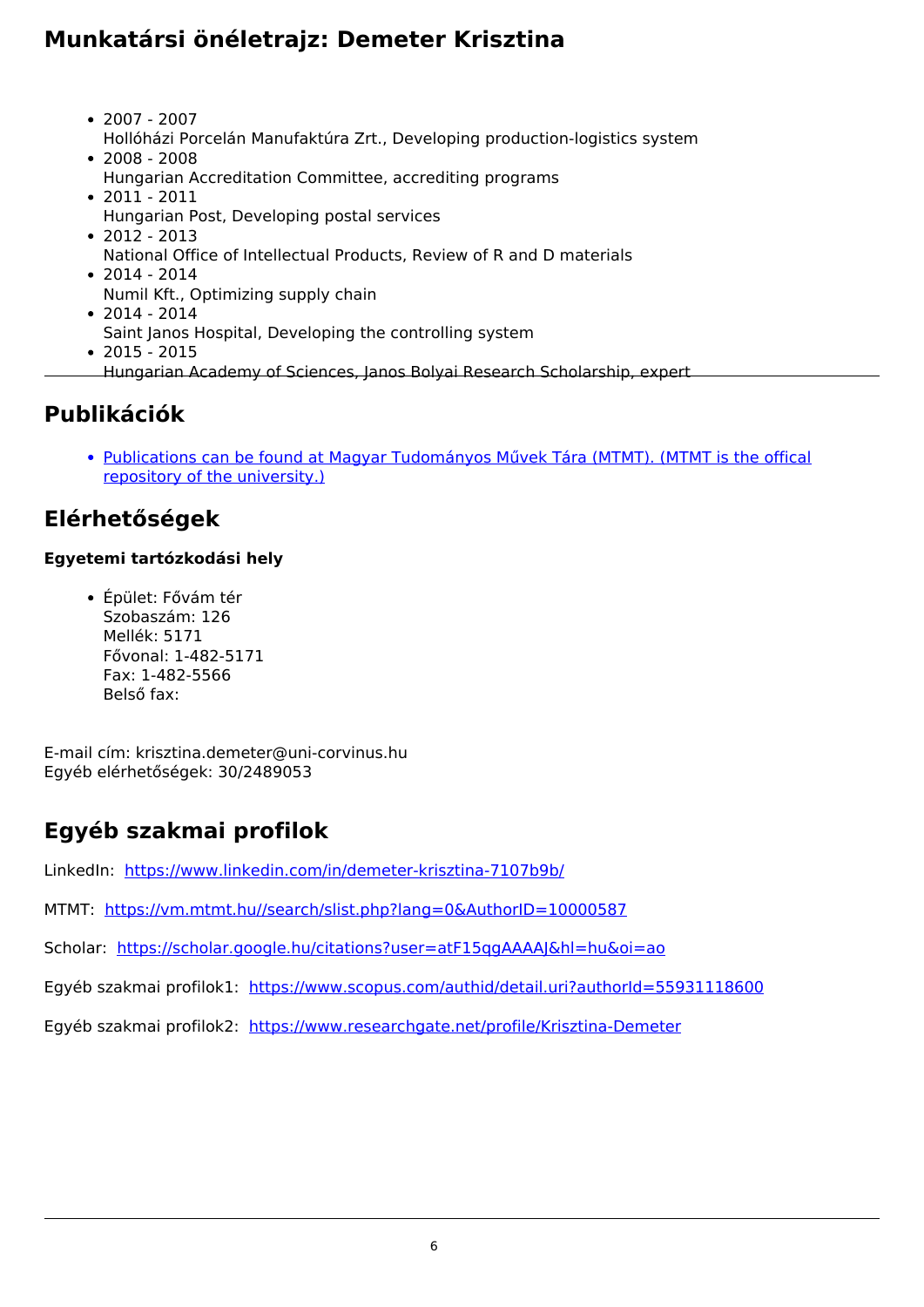## Munkatársi önéletrajz: Demeter Krisztina

- 2007 - 2007
  Hollóházi Porcelán Manufaktúra Zrt., Developing production-logistics system
- 2008 - 2008
  Hungarian Accreditation Committee, accrediting programs
- 2011 - 2011
  Hungarian Post, Developing postal services
- 2012 - 2013
  National Office of Intellectual Products, Review of R and D materials
- 2014 - 2014
  Numil Kft., Optimizing supply chain
- 2014 - 2014
  Saint Janos Hospital, Developing the controlling system
- 2015 - 2015
  Hungarian Academy of Sciences, Janos Bolyai Research Scholarship, expert

## Publikációk

- Publications can be found at Magyar Tudományos Művek Tára (MTMT). (MTMT is the offical repository of the university.)

## Elérhetőségek

**Egyetemi tartózkodási hely**

- Épület: Fővám tér
  Szobaszám: 126
  Mellék: 5171
  Fővonal: 1-482-5171
  Fax: 1-482-5566
  Belső fax:

E-mail cím: krisztina.demeter@uni-corvinus.hu
Egyéb elérhetőségek: 30/2489053

## Egyéb szakmai profilok

LinkedIn: https://www.linkedin.com/in/demeter-krisztina-7107b9b/

MTMT: https://vm.mtmt.hu//search/slist.php?lang=0&AuthorID=10000587

Scholar: https://scholar.google.hu/citations?user=atF15qgAAAAJ&hl=hu&oi=ao

Egyéb szakmai profilok1: https://www.scopus.com/authid/detail.uri?authorId=55931118600

Egyéb szakmai profilok2: https://www.researchgate.net/profile/Krisztina-Demeter